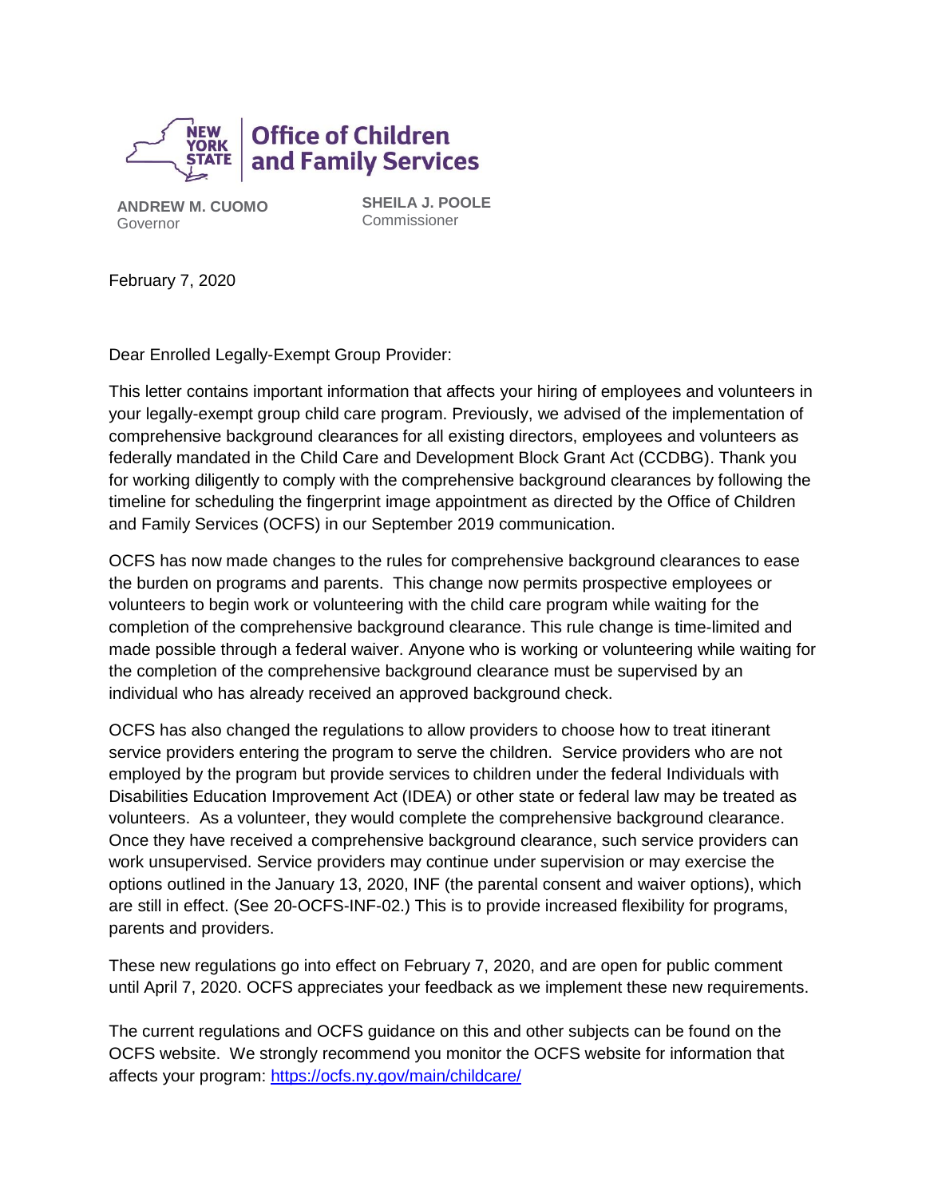**Office of Children and Family Services**

**ANDREW M. CUOMO**
Governor

**SHEILA J. POOLE**
Commissioner

February 7, 2020

Dear Enrolled Legally-Exempt Group Provider:

This letter contains important information that affects your hiring of employees and volunteers in your legally-exempt group child care program. Previously, we advised of the implementation of comprehensive background clearances for all existing directors, employees and volunteers as federally mandated in the Child Care and Development Block Grant Act (CCDBG). Thank you for working diligently to comply with the comprehensive background clearances by following the timeline for scheduling the fingerprint image appointment as directed by the Office of Children and Family Services (OCFS) in our September 2019 communication.

OCFS has now made changes to the rules for comprehensive background clearances to ease the burden on programs and parents. This change now permits prospective employees or volunteers to begin work or volunteering with the child care program while waiting for the completion of the comprehensive background clearance. This rule change is time-limited and made possible through a federal waiver. Anyone who is working or volunteering while waiting for the completion of the comprehensive background clearance must be supervised by an individual who has already received an approved background check.

OCFS has also changed the regulations to allow providers to choose how to treat itinerant service providers entering the program to serve the children. Service providers who are not employed by the program but provide services to children under the federal Individuals with Disabilities Education Improvement Act (IDEA) or other state or federal law may be treated as volunteers. As a volunteer, they would complete the comprehensive background clearance. Once they have received a comprehensive background clearance, such service providers can work unsupervised. Service providers may continue under supervision or may exercise the options outlined in the January 13, 2020, INF (the parental consent and waiver options), which are still in effect. (See 20-OCFS-INF-02.) This is to provide increased flexibility for programs, parents and providers.

These new regulations go into effect on February 7, 2020, and are open for public comment until April 7, 2020. OCFS appreciates your feedback as we implement these new requirements.

The current regulations and OCFS guidance on this and other subjects can be found on the OCFS website. We strongly recommend you monitor the OCFS website for information that affects your program: https://ocfs.ny.gov/main/childcare/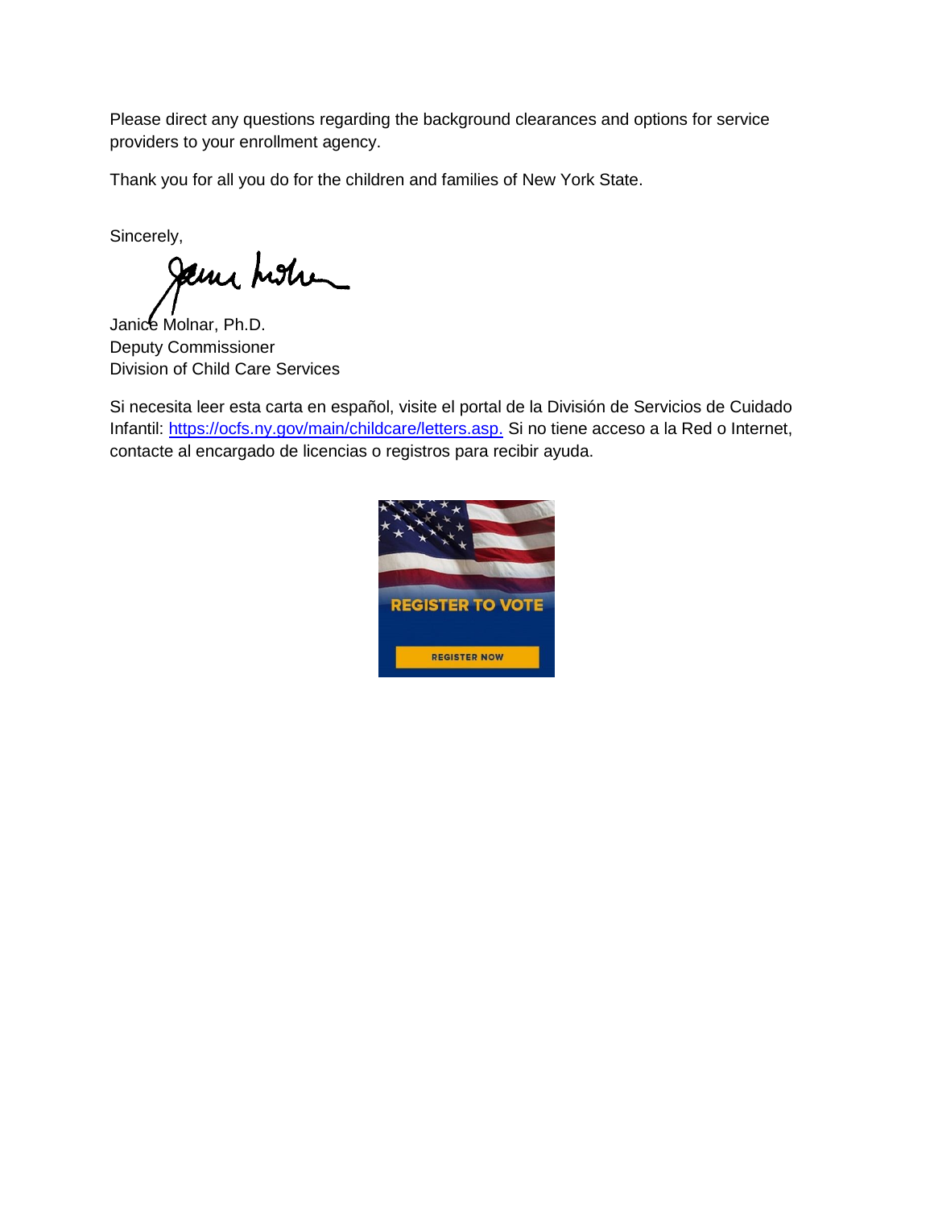Please direct any questions regarding the background clearances and options for service providers to your enrollment agency.

Thank you for all you do for the children and families of New York State.

Sincerely,

Janice Molnar, Ph.D.
Deputy Commissioner
Division of Child Care Services

Si necesita leer esta carta en español, visite el portal de la División de Servicios de Cuidado Infantil: [https://ocfs.ny.gov/main/childcare/letters.asp.](https://ocfs.ny.gov/main/childcare/letters.asp) Si no tiene acceso a la Red o Internet, contacte al encargado de licencias o registros para recibir ayuda.

REGISTER TO VOTE

REGISTER NOW